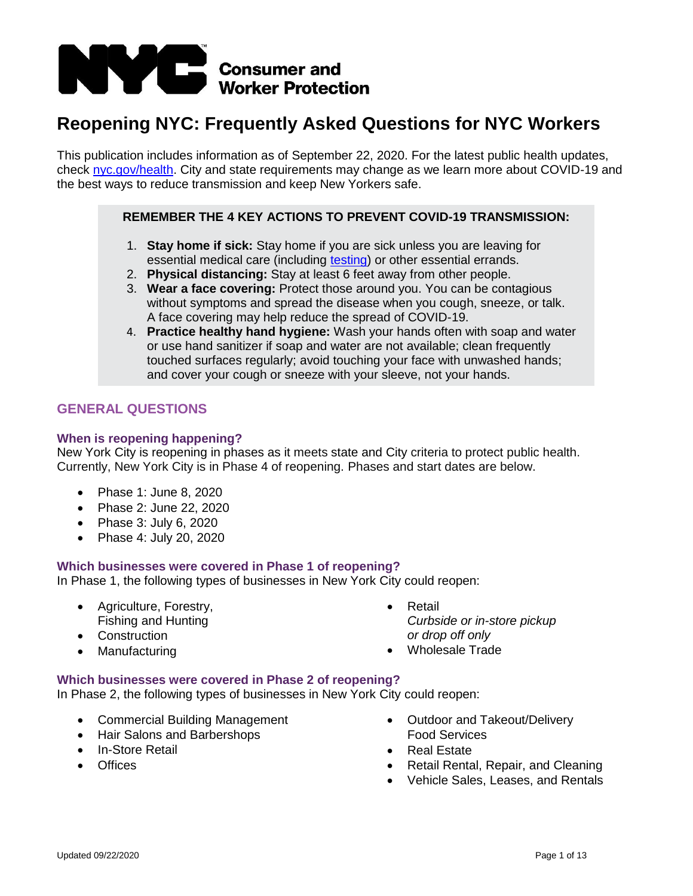NYC Consumer and Worker Protection

# Reopening NYC: Frequently Asked Questions for NYC Workers

This publication includes information as of September 22, 2020. For the latest public health updates, check [nyc.gov/health](nyc.gov/health). City and state requirements may change as we learn more about COVID-19 and the best ways to reduce transmission and keep New Yorkers safe.

**REMEMBER THE 4 KEY ACTIONS TO PREVENT COVID-19 TRANSMISSION:**

1. **Stay home if sick:** Stay home if you are sick unless you are leaving for essential medical care (including testing) or other essential errands.
2. **Physical distancing:** Stay at least 6 feet away from other people.
3. **Wear a face covering:** Protect those around you. You can be contagious without symptoms and spread the disease when you cough, sneeze, or talk. A face covering may help reduce the spread of COVID-19.
4. **Practice healthy hand hygiene:** Wash your hands often with soap and water or use hand sanitizer if soap and water are not available; clean frequently touched surfaces regularly; avoid touching your face with unwashed hands; and cover your cough or sneeze with your sleeve, not your hands.

## GENERAL QUESTIONS

### When is reopening happening?

New York City is reopening in phases as it meets state and City criteria to protect public health. Currently, New York City is in Phase 4 of reopening. Phases and start dates are below.

- Phase 1: June 8, 2020
- Phase 2: June 22, 2020
- Phase 3: July 6, 2020
- Phase 4: July 20, 2020

### Which businesses were covered in Phase 1 of reopening?

In Phase 1, the following types of businesses in New York City could reopen:

- Agriculture, Forestry, Fishing and Hunting
- Construction
- Manufacturing
- Retail
  *Curbside or in-store pickup or drop off only*
- Wholesale Trade

### Which businesses were covered in Phase 2 of reopening?

In Phase 2, the following types of businesses in New York City could reopen:

- Commercial Building Management
- Hair Salons and Barbershops
- In-Store Retail
- Offices
- Outdoor and Takeout/Delivery Food Services
- Real Estate
- Retail Rental, Repair, and Cleaning
- Vehicle Sales, Leases, and Rentals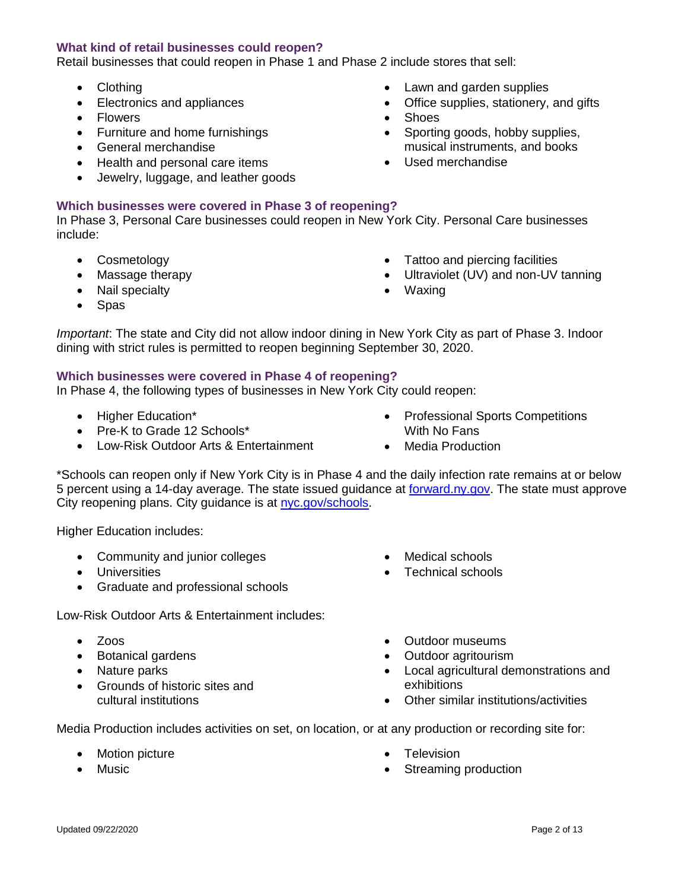### What kind of retail businesses could reopen?

Retail businesses that could reopen in Phase 1 and Phase 2 include stores that sell:

- Clothing
- Electronics and appliances
- Flowers
- Furniture and home furnishings
- General merchandise
- Health and personal care items
- Jewelry, luggage, and leather goods
- Lawn and garden supplies
- Office supplies, stationery, and gifts
- Shoes
- Sporting goods, hobby supplies, musical instruments, and books
- Used merchandise

### Which businesses were covered in Phase 3 of reopening?

In Phase 3, Personal Care businesses could reopen in New York City. Personal Care businesses include:

- Cosmetology
- Massage therapy
- Nail specialty
- Spas
- Tattoo and piercing facilities
- Ultraviolet (UV) and non-UV tanning
- Waxing

*Important*: The state and City did not allow indoor dining in New York City as part of Phase 3. Indoor dining with strict rules is permitted to reopen beginning September 30, 2020.

### Which businesses were covered in Phase 4 of reopening?

In Phase 4, the following types of businesses in New York City could reopen:

- Higher Education*
- Pre-K to Grade 12 Schools*
- Low-Risk Outdoor Arts & Entertainment
- Professional Sports Competitions With No Fans
- Media Production

*Schools can reopen only if New York City is in Phase 4 and the daily infection rate remains at or below 5 percent using a 14-day average. The state issued guidance at [forward.ny.gov](https://forward.ny.gov). The state must approve City reopening plans. City guidance is at [nyc.gov/schools](https://nyc.gov/schools).

Higher Education includes:

- Community and junior colleges
- Universities
- Graduate and professional schools
- Medical schools
- Technical schools

Low-Risk Outdoor Arts & Entertainment includes:

- Zoos
- Botanical gardens
- Nature parks
- Grounds of historic sites and cultural institutions
- Outdoor museums
- Outdoor agritourism
- Local agricultural demonstrations and exhibitions
- Other similar institutions/activities

Media Production includes activities on set, on location, or at any production or recording site for:

- Motion picture
- Music
- Television
- Streaming production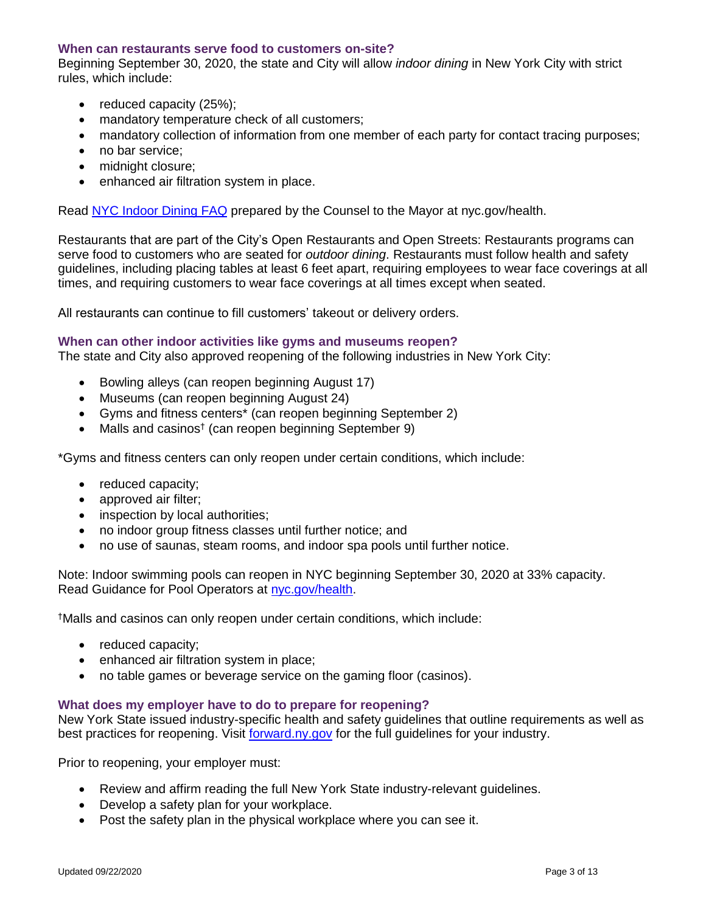### When can restaurants serve food to customers on-site?

Beginning September 30, 2020, the state and City will allow *indoor dining* in New York City with strict rules, which include:

- reduced capacity (25%);
- mandatory temperature check of all customers;
- mandatory collection of information from one member of each party for contact tracing purposes;
- no bar service;
- midnight closure;
- enhanced air filtration system in place.

Read [NYC Indoor Dining FAQ](nyc.gov/health) prepared by the Counsel to the Mayor at nyc.gov/health.

Restaurants that are part of the City's Open Restaurants and Open Streets: Restaurants programs can serve food to customers who are seated for *outdoor dining*. Restaurants must follow health and safety guidelines, including placing tables at least 6 feet apart, requiring employees to wear face coverings at all times, and requiring customers to wear face coverings at all times except when seated.

All restaurants can continue to fill customers' takeout or delivery orders.

### When can other indoor activities like gyms and museums reopen?

The state and City also approved reopening of the following industries in New York City:

- Bowling alleys (can reopen beginning August 17)
- Museums (can reopen beginning August 24)
- Gyms and fitness centers* (can reopen beginning September 2)
- Malls and casinos† (can reopen beginning September 9)

*Gyms and fitness centers can only reopen under certain conditions, which include:

- reduced capacity;
- approved air filter;
- inspection by local authorities;
- no indoor group fitness classes until further notice; and
- no use of saunas, steam rooms, and indoor spa pools until further notice.

Note: Indoor swimming pools can reopen in NYC beginning September 30, 2020 at 33% capacity. Read Guidance for Pool Operators at [nyc.gov/health](nyc.gov/health).

†Malls and casinos can only reopen under certain conditions, which include:

- reduced capacity;
- enhanced air filtration system in place;
- no table games or beverage service on the gaming floor (casinos).

### What does my employer have to do to prepare for reopening?

New York State issued industry-specific health and safety guidelines that outline requirements as well as best practices for reopening. Visit [forward.ny.gov](forward.ny.gov) for the full guidelines for your industry.

Prior to reopening, your employer must:

- Review and affirm reading the full New York State industry-relevant guidelines.
- Develop a safety plan for your workplace.
- Post the safety plan in the physical workplace where you can see it.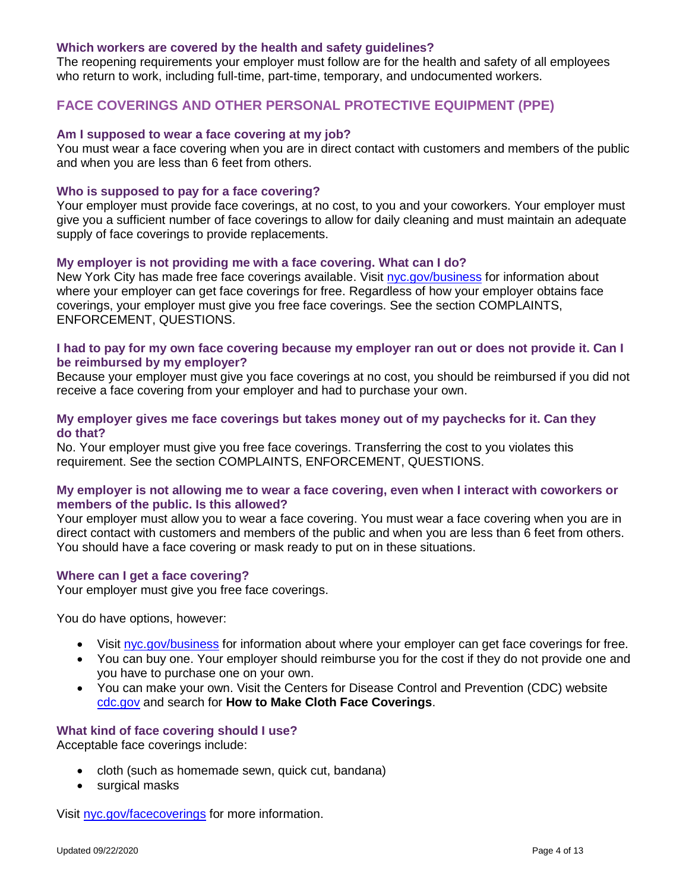### Which workers are covered by the health and safety guidelines?

The reopening requirements your employer must follow are for the health and safety of all employees who return to work, including full-time, part-time, temporary, and undocumented workers.

## FACE COVERINGS AND OTHER PERSONAL PROTECTIVE EQUIPMENT (PPE)

### Am I supposed to wear a face covering at my job?

You must wear a face covering when you are in direct contact with customers and members of the public and when you are less than 6 feet from others.

### Who is supposed to pay for a face covering?

Your employer must provide face coverings, at no cost, to you and your coworkers. Your employer must give you a sufficient number of face coverings to allow for daily cleaning and must maintain an adequate supply of face coverings to provide replacements.

### My employer is not providing me with a face covering. What can I do?

New York City has made free face coverings available. Visit [nyc.gov/business](nyc.gov/business) for information about where your employer can get face coverings for free. Regardless of how your employer obtains face coverings, your employer must give you free face coverings. See the section COMPLAINTS, ENFORCEMENT, QUESTIONS.

### I had to pay for my own face covering because my employer ran out or does not provide it. Can I be reimbursed by my employer?

Because your employer must give you face coverings at no cost, you should be reimbursed if you did not receive a face covering from your employer and had to purchase your own.

### My employer gives me face coverings but takes money out of my paychecks for it. Can they do that?

No. Your employer must give you free face coverings. Transferring the cost to you violates this requirement. See the section COMPLAINTS, ENFORCEMENT, QUESTIONS.

### My employer is not allowing me to wear a face covering, even when I interact with coworkers or members of the public. Is this allowed?

Your employer must allow you to wear a face covering. You must wear a face covering when you are in direct contact with customers and members of the public and when you are less than 6 feet from others. You should have a face covering or mask ready to put on in these situations.

### Where can I get a face covering?

Your employer must give you free face coverings.

You do have options, however:

- Visit [nyc.gov/business](nyc.gov/business) for information about where your employer can get face coverings for free.
- You can buy one. Your employer should reimburse you for the cost if they do not provide one and you have to purchase one on your own.
- You can make your own. Visit the Centers for Disease Control and Prevention (CDC) website [cdc.gov](cdc.gov) and search for **How to Make Cloth Face Coverings**.

### What kind of face covering should I use?

Acceptable face coverings include:

- cloth (such as homemade sewn, quick cut, bandana)
- surgical masks

Visit [nyc.gov/facecoverings](nyc.gov/facecoverings) for more information.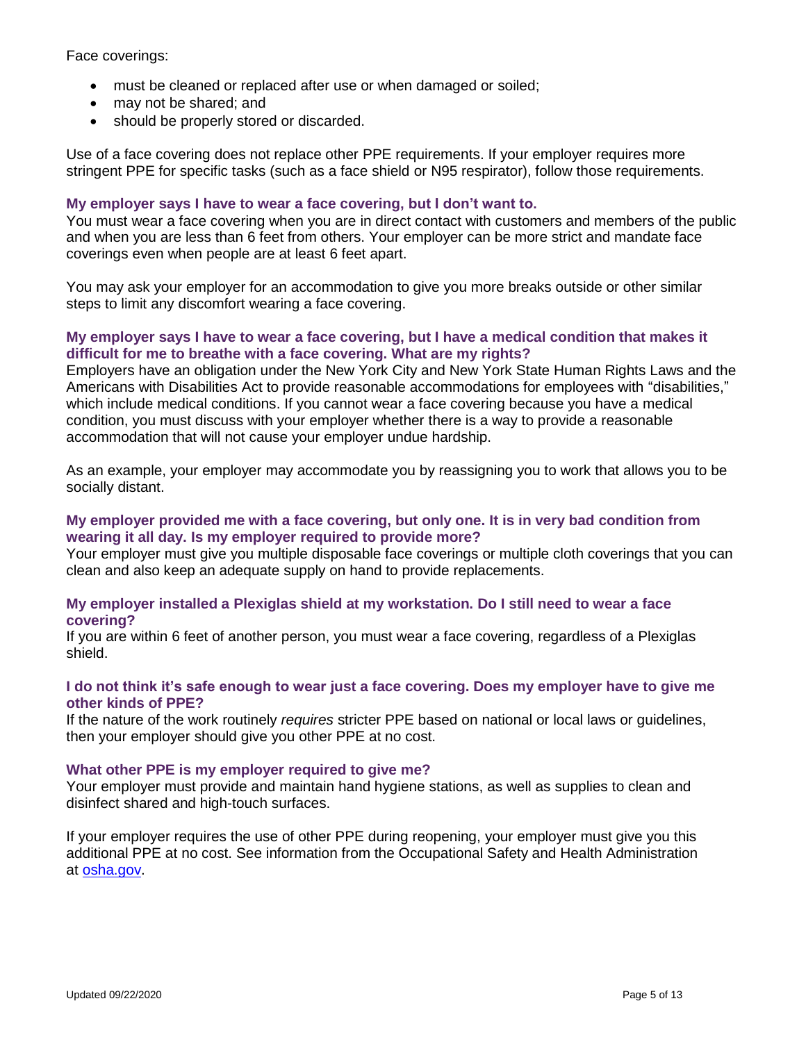Face coverings:

- must be cleaned or replaced after use or when damaged or soiled;
- may not be shared; and
- should be properly stored or discarded.

Use of a face covering does not replace other PPE requirements. If your employer requires more stringent PPE for specific tasks (such as a face shield or N95 respirator), follow those requirements.

### My employer says I have to wear a face covering, but I don't want to.

You must wear a face covering when you are in direct contact with customers and members of the public and when you are less than 6 feet from others. Your employer can be more strict and mandate face coverings even when people are at least 6 feet apart.

You may ask your employer for an accommodation to give you more breaks outside or other similar steps to limit any discomfort wearing a face covering.

### My employer says I have to wear a face covering, but I have a medical condition that makes it difficult for me to breathe with a face covering. What are my rights?

Employers have an obligation under the New York City and New York State Human Rights Laws and the Americans with Disabilities Act to provide reasonable accommodations for employees with "disabilities," which include medical conditions. If you cannot wear a face covering because you have a medical condition, you must discuss with your employer whether there is a way to provide a reasonable accommodation that will not cause your employer undue hardship.

As an example, your employer may accommodate you by reassigning you to work that allows you to be socially distant.

### My employer provided me with a face covering, but only one. It is in very bad condition from wearing it all day. Is my employer required to provide more?

Your employer must give you multiple disposable face coverings or multiple cloth coverings that you can clean and also keep an adequate supply on hand to provide replacements.

### My employer installed a Plexiglas shield at my workstation. Do I still need to wear a face covering?

If you are within 6 feet of another person, you must wear a face covering, regardless of a Plexiglas shield.

### I do not think it's safe enough to wear just a face covering. Does my employer have to give me other kinds of PPE?

If the nature of the work routinely *requires* stricter PPE based on national or local laws or guidelines, then your employer should give you other PPE at no cost.

### What other PPE is my employer required to give me?

Your employer must provide and maintain hand hygiene stations, as well as supplies to clean and disinfect shared and high-touch surfaces.

If your employer requires the use of other PPE during reopening, your employer must give you this additional PPE at no cost. See information from the Occupational Safety and Health Administration at [osha.gov](https://www.osha.gov).

Updated 09/22/2020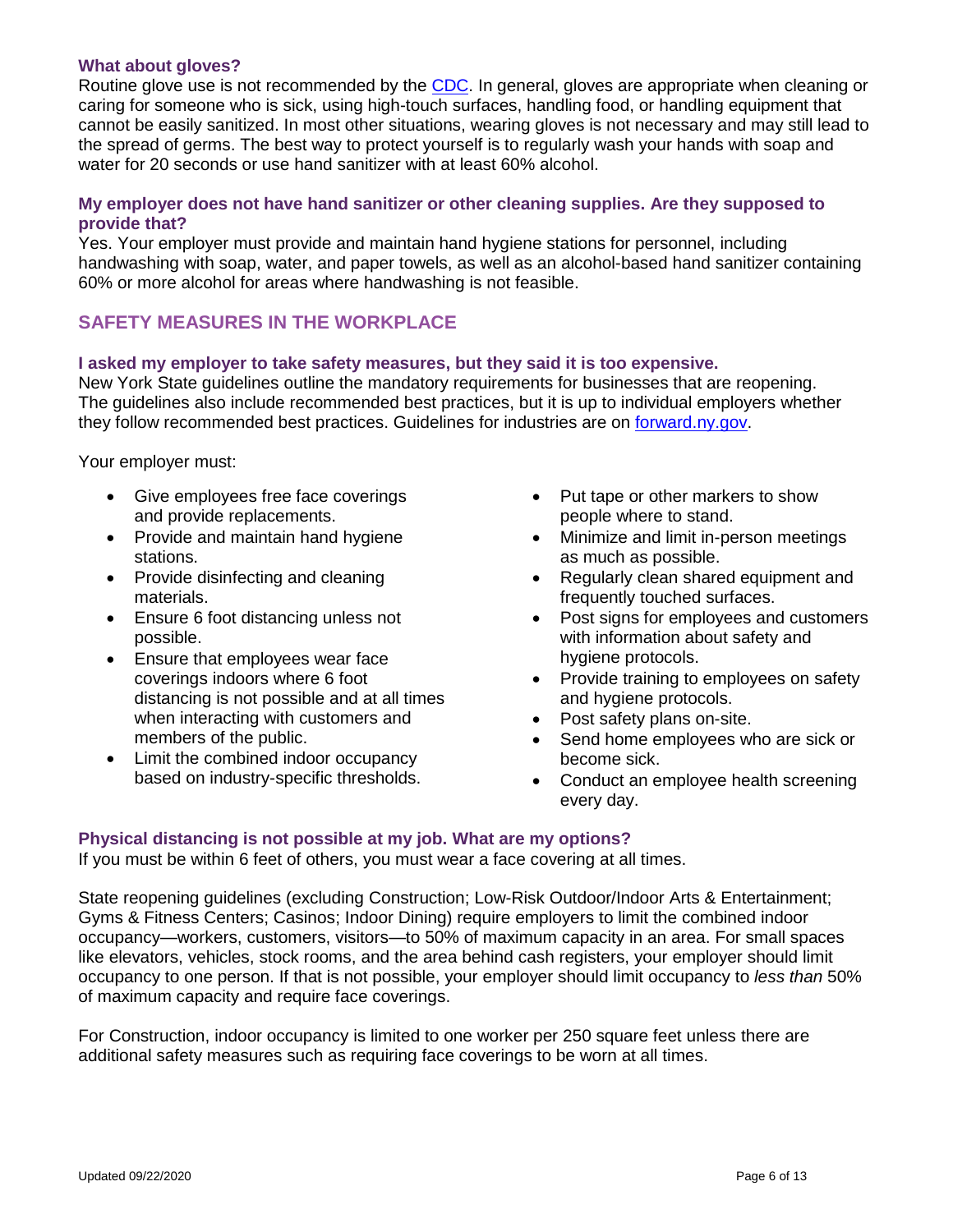### What about gloves?

Routine glove use is not recommended by the [CDC](). In general, gloves are appropriate when cleaning or caring for someone who is sick, using high-touch surfaces, handling food, or handling equipment that cannot be easily sanitized. In most other situations, wearing gloves is not necessary and may still lead to the spread of germs. The best way to protect yourself is to regularly wash your hands with soap and water for 20 seconds or use hand sanitizer with at least 60% alcohol.

### My employer does not have hand sanitizer or other cleaning supplies. Are they supposed to provide that?

Yes. Your employer must provide and maintain hand hygiene stations for personnel, including handwashing with soap, water, and paper towels, as well as an alcohol-based hand sanitizer containing 60% or more alcohol for areas where handwashing is not feasible.

## SAFETY MEASURES IN THE WORKPLACE

### I asked my employer to take safety measures, but they said it is too expensive.

New York State guidelines outline the mandatory requirements for businesses that are reopening. The guidelines also include recommended best practices, but it is up to individual employers whether they follow recommended best practices. Guidelines for industries are on [forward.ny.gov]().

Your employer must:

- Give employees free face coverings and provide replacements.
- Provide and maintain hand hygiene stations.
- Provide disinfecting and cleaning materials.
- Ensure 6 foot distancing unless not possible.
- Ensure that employees wear face coverings indoors where 6 foot distancing is not possible and at all times when interacting with customers and members of the public.
- Limit the combined indoor occupancy based on industry-specific thresholds.
- Put tape or other markers to show people where to stand.
- Minimize and limit in-person meetings as much as possible.
- Regularly clean shared equipment and frequently touched surfaces.
- Post signs for employees and customers with information about safety and hygiene protocols.
- Provide training to employees on safety and hygiene protocols.
- Post safety plans on-site.
- Send home employees who are sick or become sick.
- Conduct an employee health screening every day.

### Physical distancing is not possible at my job. What are my options?

If you must be within 6 feet of others, you must wear a face covering at all times.

State reopening guidelines (excluding Construction; Low-Risk Outdoor/Indoor Arts & Entertainment; Gyms & Fitness Centers; Casinos; Indoor Dining) require employers to limit the combined indoor occupancy—workers, customers, visitors—to 50% of maximum capacity in an area. For small spaces like elevators, vehicles, stock rooms, and the area behind cash registers, your employer should limit occupancy to one person. If that is not possible, your employer should limit occupancy to *less than* 50% of maximum capacity and require face coverings.

For Construction, indoor occupancy is limited to one worker per 250 square feet unless there are additional safety measures such as requiring face coverings to be worn at all times.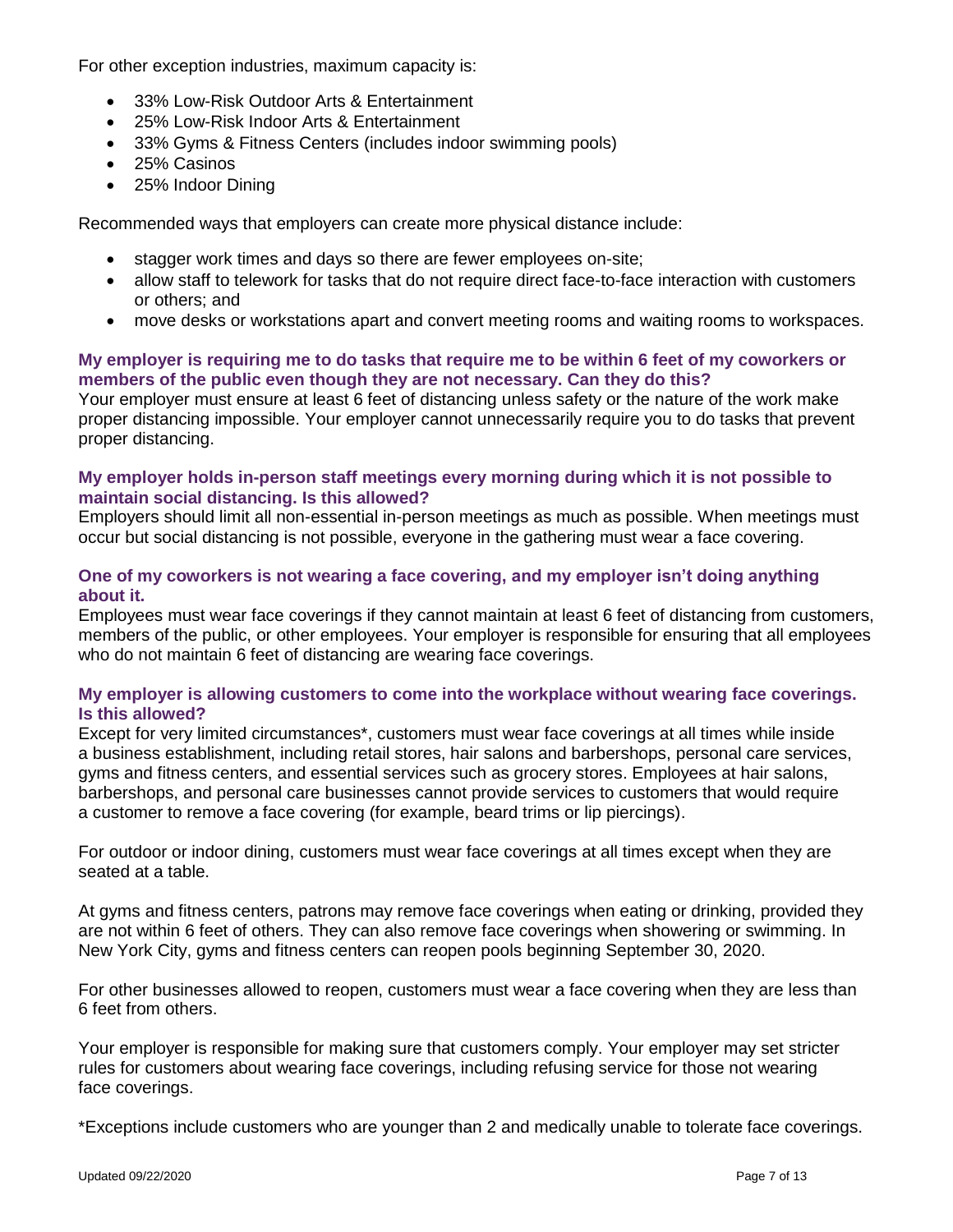For other exception industries, maximum capacity is:

- 33% Low-Risk Outdoor Arts & Entertainment
- 25% Low-Risk Indoor Arts & Entertainment
- 33% Gyms & Fitness Centers (includes indoor swimming pools)
- 25% Casinos
- 25% Indoor Dining

Recommended ways that employers can create more physical distance include:

- stagger work times and days so there are fewer employees on-site;
- allow staff to telework for tasks that do not require direct face-to-face interaction with customers or others; and
- move desks or workstations apart and convert meeting rooms and waiting rooms to workspaces.

### My employer is requiring me to do tasks that require me to be within 6 feet of my coworkers or members of the public even though they are not necessary. Can they do this?

Your employer must ensure at least 6 feet of distancing unless safety or the nature of the work make proper distancing impossible. Your employer cannot unnecessarily require you to do tasks that prevent proper distancing.

### My employer holds in-person staff meetings every morning during which it is not possible to maintain social distancing. Is this allowed?

Employers should limit all non-essential in-person meetings as much as possible. When meetings must occur but social distancing is not possible, everyone in the gathering must wear a face covering.

### One of my coworkers is not wearing a face covering, and my employer isn't doing anything about it.

Employees must wear face coverings if they cannot maintain at least 6 feet of distancing from customers, members of the public, or other employees. Your employer is responsible for ensuring that all employees who do not maintain 6 feet of distancing are wearing face coverings.

### My employer is allowing customers to come into the workplace without wearing face coverings. Is this allowed?

Except for very limited circumstances*, customers must wear face coverings at all times while inside a business establishment, including retail stores, hair salons and barbershops, personal care services, gyms and fitness centers, and essential services such as grocery stores. Employees at hair salons, barbershops, and personal care businesses cannot provide services to customers that would require a customer to remove a face covering (for example, beard trims or lip piercings).

For outdoor or indoor dining, customers must wear face coverings at all times except when they are seated at a table.

At gyms and fitness centers, patrons may remove face coverings when eating or drinking, provided they are not within 6 feet of others. They can also remove face coverings when showering or swimming. In New York City, gyms and fitness centers can reopen pools beginning September 30, 2020.

For other businesses allowed to reopen, customers must wear a face covering when they are less than 6 feet from others.

Your employer is responsible for making sure that customers comply. Your employer may set stricter rules for customers about wearing face coverings, including refusing service for those not wearing face coverings.

*Exceptions include customers who are younger than 2 and medically unable to tolerate face coverings.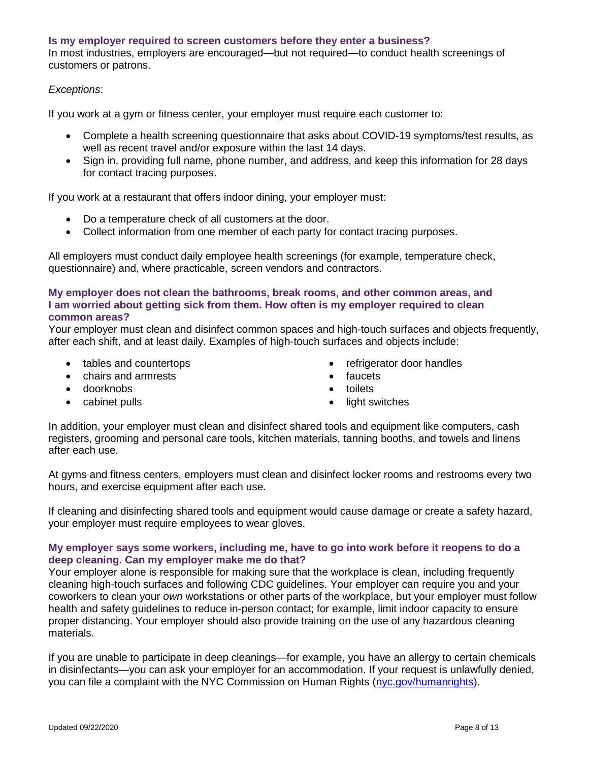### Is my employer required to screen customers before they enter a business?

In most industries, employers are encouraged—but not required—to conduct health screenings of customers or patrons.

*Exceptions*:

If you work at a gym or fitness center, your employer must require each customer to:

- Complete a health screening questionnaire that asks about COVID-19 symptoms/test results, as well as recent travel and/or exposure within the last 14 days.
- Sign in, providing full name, phone number, and address, and keep this information for 28 days for contact tracing purposes.

If you work at a restaurant that offers indoor dining, your employer must:

- Do a temperature check of all customers at the door.
- Collect information from one member of each party for contact tracing purposes.

All employers must conduct daily employee health screenings (for example, temperature check, questionnaire) and, where practicable, screen vendors and contractors.

### My employer does not clean the bathrooms, break rooms, and other common areas, and I am worried about getting sick from them. How often is my employer required to clean common areas?

Your employer must clean and disinfect common spaces and high-touch surfaces and objects frequently, after each shift, and at least daily. Examples of high-touch surfaces and objects include:

- tables and countertops
- chairs and armrests
- doorknobs
- cabinet pulls
- refrigerator door handles
- faucets
- toilets
- light switches

In addition, your employer must clean and disinfect shared tools and equipment like computers, cash registers, grooming and personal care tools, kitchen materials, tanning booths, and towels and linens after each use.

At gyms and fitness centers, employers must clean and disinfect locker rooms and restrooms every two hours, and exercise equipment after each use.

If cleaning and disinfecting shared tools and equipment would cause damage or create a safety hazard, your employer must require employees to wear gloves.

### My employer says some workers, including me, have to go into work before it reopens to do a deep cleaning. Can my employer make me do that?

Your employer alone is responsible for making sure that the workplace is clean, including frequently cleaning high-touch surfaces and following CDC guidelines. Your employer can require you and your coworkers to clean your *own* workstations or other parts of the workplace, but your employer must follow health and safety guidelines to reduce in-person contact; for example, limit indoor capacity to ensure proper distancing. Your employer should also provide training on the use of any hazardous cleaning materials.

If you are unable to participate in deep cleanings—for example, you have an allergy to certain chemicals in disinfectants—you can ask your employer for an accommodation. If your request is unlawfully denied, you can file a complaint with the NYC Commission on Human Rights (nyc.gov/humanrights).

Updated 09/22/2020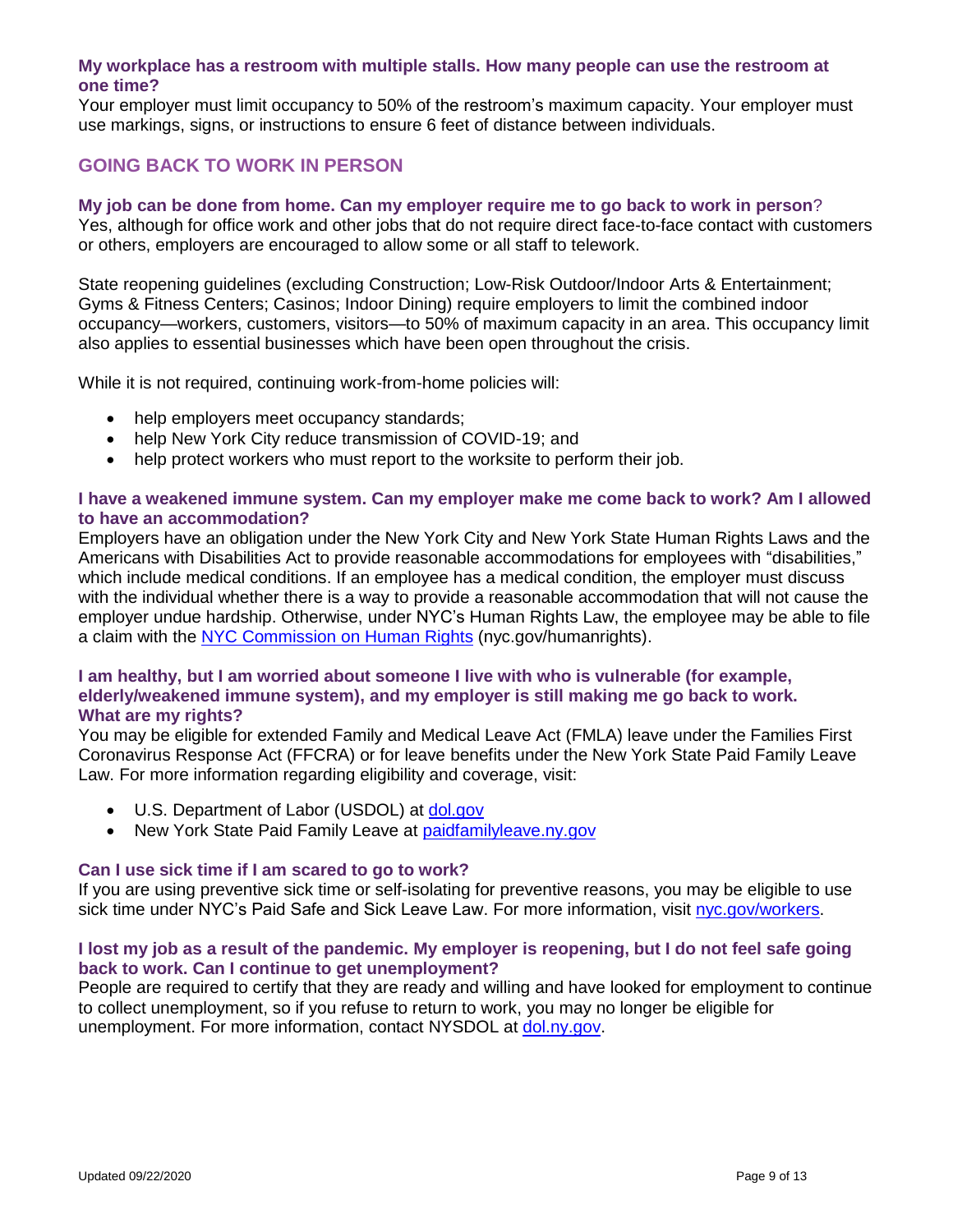### My workplace has a restroom with multiple stalls. How many people can use the restroom at one time?

Your employer must limit occupancy to 50% of the restroom's maximum capacity. Your employer must use markings, signs, or instructions to ensure 6 feet of distance between individuals.

## GOING BACK TO WORK IN PERSON

### My job can be done from home. Can my employer require me to go back to work in person?

Yes, although for office work and other jobs that do not require direct face-to-face contact with customers or others, employers are encouraged to allow some or all staff to telework.

State reopening guidelines (excluding Construction; Low-Risk Outdoor/Indoor Arts & Entertainment; Gyms & Fitness Centers; Casinos; Indoor Dining) require employers to limit the combined indoor occupancy—workers, customers, visitors—to 50% of maximum capacity in an area. This occupancy limit also applies to essential businesses which have been open throughout the crisis.

While it is not required, continuing work-from-home policies will:

- help employers meet occupancy standards;
- help New York City reduce transmission of COVID-19; and
- help protect workers who must report to the worksite to perform their job.

### I have a weakened immune system. Can my employer make me come back to work? Am I allowed to have an accommodation?

Employers have an obligation under the New York City and New York State Human Rights Laws and the Americans with Disabilities Act to provide reasonable accommodations for employees with "disabilities," which include medical conditions. If an employee has a medical condition, the employer must discuss with the individual whether there is a way to provide a reasonable accommodation that will not cause the employer undue hardship. Otherwise, under NYC's Human Rights Law, the employee may be able to file a claim with the [NYC Commission on Human Rights](nyc.gov/humanrights) (nyc.gov/humanrights).

### I am healthy, but I am worried about someone I live with who is vulnerable (for example, elderly/weakened immune system), and my employer is still making me go back to work. What are my rights?

You may be eligible for extended Family and Medical Leave Act (FMLA) leave under the Families First Coronavirus Response Act (FFCRA) or for leave benefits under the New York State Paid Family Leave Law. For more information regarding eligibility and coverage, visit:

- U.S. Department of Labor (USDOL) at [dol.gov](dol.gov)
- New York State Paid Family Leave at [paidfamilyleave.ny.gov](paidfamilyleave.ny.gov)

### Can I use sick time if I am scared to go to work?

If you are using preventive sick time or self-isolating for preventive reasons, you may be eligible to use sick time under NYC's Paid Safe and Sick Leave Law. For more information, visit [nyc.gov/workers](nyc.gov/workers).

### I lost my job as a result of the pandemic. My employer is reopening, but I do not feel safe going back to work. Can I continue to get unemployment?

People are required to certify that they are ready and willing and have looked for employment to continue to collect unemployment, so if you refuse to return to work, you may no longer be eligible for unemployment. For more information, contact NYSDOL at [dol.ny.gov](dol.ny.gov).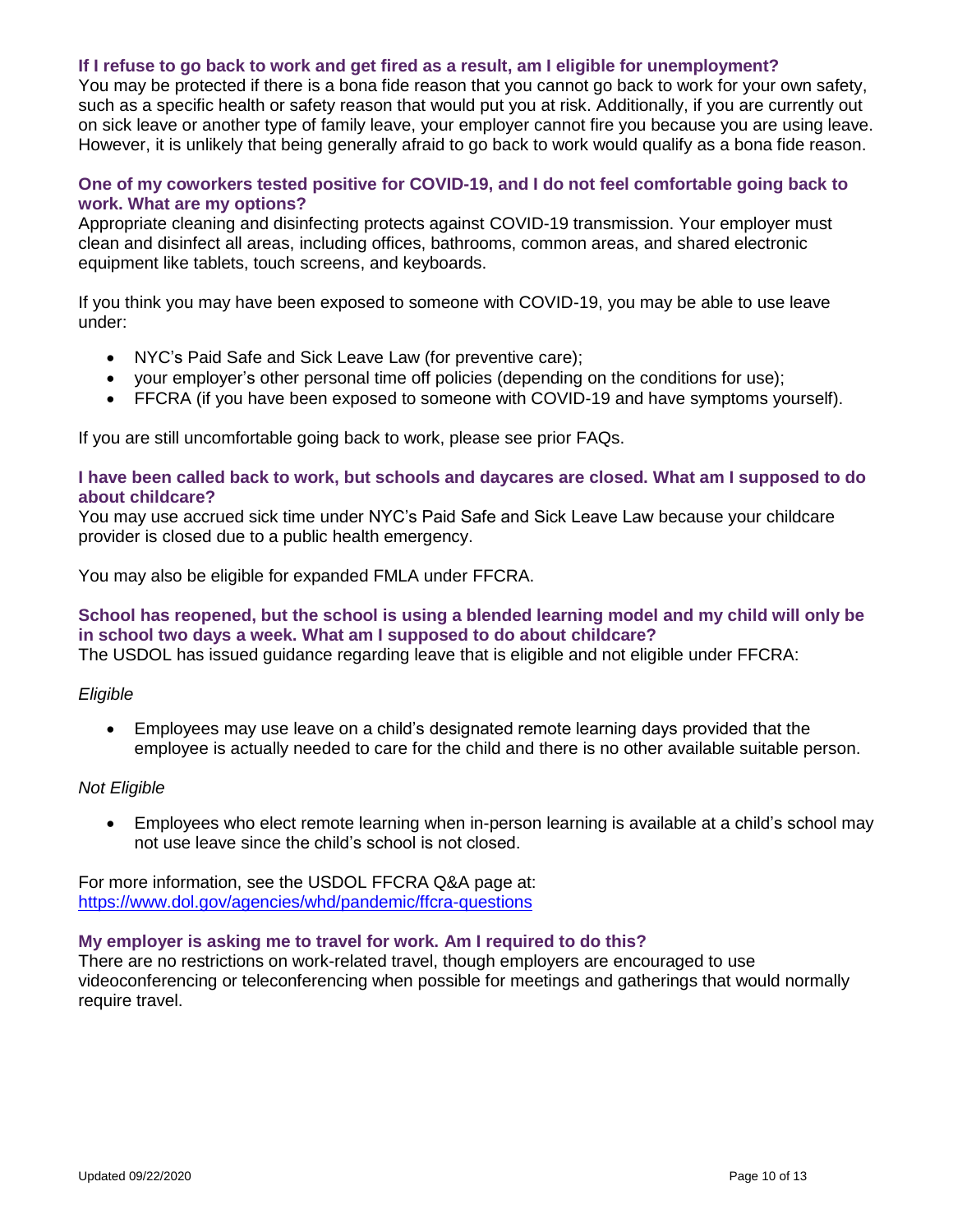### If I refuse to go back to work and get fired as a result, am I eligible for unemployment?

You may be protected if there is a bona fide reason that you cannot go back to work for your own safety, such as a specific health or safety reason that would put you at risk. Additionally, if you are currently out on sick leave or another type of family leave, your employer cannot fire you because you are using leave. However, it is unlikely that being generally afraid to go back to work would qualify as a bona fide reason.

### One of my coworkers tested positive for COVID-19, and I do not feel comfortable going back to work. What are my options?

Appropriate cleaning and disinfecting protects against COVID-19 transmission. Your employer must clean and disinfect all areas, including offices, bathrooms, common areas, and shared electronic equipment like tablets, touch screens, and keyboards.

If you think you may have been exposed to someone with COVID-19, you may be able to use leave under:

- NYC's Paid Safe and Sick Leave Law (for preventive care);
- your employer's other personal time off policies (depending on the conditions for use);
- FFCRA (if you have been exposed to someone with COVID-19 and have symptoms yourself).

If you are still uncomfortable going back to work, please see prior FAQs.

### I have been called back to work, but schools and daycares are closed. What am I supposed to do about childcare?

You may use accrued sick time under NYC's Paid Safe and Sick Leave Law because your childcare provider is closed due to a public health emergency.

You may also be eligible for expanded FMLA under FFCRA.

### School has reopened, but the school is using a blended learning model and my child will only be in school two days a week. What am I supposed to do about childcare?

The USDOL has issued guidance regarding leave that is eligible and not eligible under FFCRA:

*Eligible*

- Employees may use leave on a child's designated remote learning days provided that the employee is actually needed to care for the child and there is no other available suitable person.

*Not Eligible*

- Employees who elect remote learning when in-person learning is available at a child's school may not use leave since the child's school is not closed.

For more information, see the USDOL FFCRA Q&A page at:
https://www.dol.gov/agencies/whd/pandemic/ffcra-questions

### My employer is asking me to travel for work. Am I required to do this?

There are no restrictions on work-related travel, though employers are encouraged to use videoconferencing or teleconferencing when possible for meetings and gatherings that would normally require travel.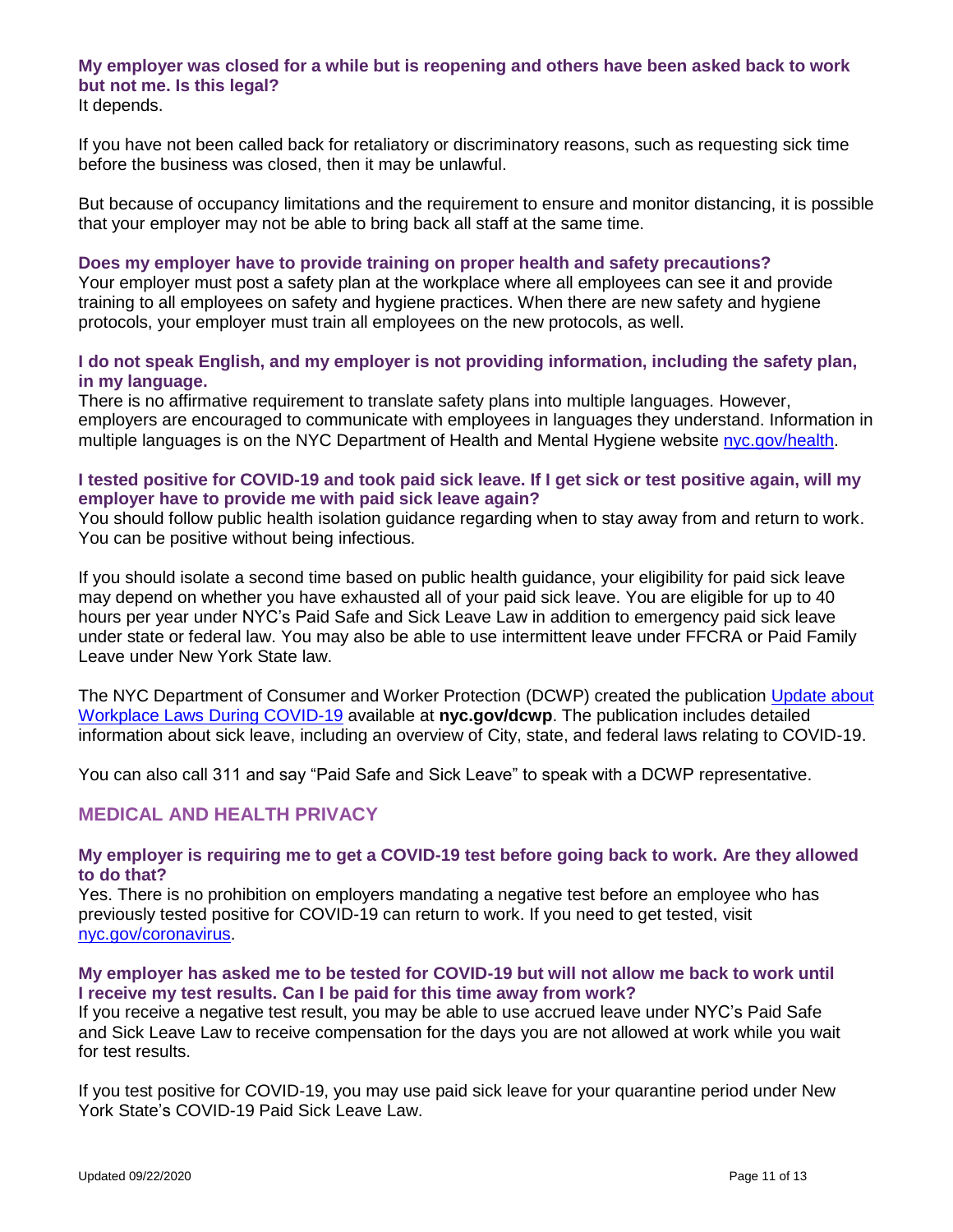### My employer was closed for a while but is reopening and others have been asked back to work but not me. Is this legal?

It depends.

If you have not been called back for retaliatory or discriminatory reasons, such as requesting sick time before the business was closed, then it may be unlawful.

But because of occupancy limitations and the requirement to ensure and monitor distancing, it is possible that your employer may not be able to bring back all staff at the same time.

### Does my employer have to provide training on proper health and safety precautions?

Your employer must post a safety plan at the workplace where all employees can see it and provide training to all employees on safety and hygiene practices. When there are new safety and hygiene protocols, your employer must train all employees on the new protocols, as well.

### I do not speak English, and my employer is not providing information, including the safety plan, in my language.

There is no affirmative requirement to translate safety plans into multiple languages. However, employers are encouraged to communicate with employees in languages they understand. Information in multiple languages is on the NYC Department of Health and Mental Hygiene website [nyc.gov/health](nyc.gov/health).

### I tested positive for COVID-19 and took paid sick leave. If I get sick or test positive again, will my employer have to provide me with paid sick leave again?

You should follow public health isolation guidance regarding when to stay away from and return to work. You can be positive without being infectious.

If you should isolate a second time based on public health guidance, your eligibility for paid sick leave may depend on whether you have exhausted all of your paid sick leave. You are eligible for up to 40 hours per year under NYC's Paid Safe and Sick Leave Law in addition to emergency paid sick leave under state or federal law. You may also be able to use intermittent leave under FFCRA or Paid Family Leave under New York State law.

The NYC Department of Consumer and Worker Protection (DCWP) created the publication [Update about Workplace Laws During COVID-19]() available at **nyc.gov/dcwp**. The publication includes detailed information about sick leave, including an overview of City, state, and federal laws relating to COVID-19.

You can also call 311 and say "Paid Safe and Sick Leave" to speak with a DCWP representative.

## MEDICAL AND HEALTH PRIVACY

### My employer is requiring me to get a COVID-19 test before going back to work. Are they allowed to do that?

Yes. There is no prohibition on employers mandating a negative test before an employee who has previously tested positive for COVID-19 can return to work. If you need to get tested, visit [nyc.gov/coronavirus](nyc.gov/coronavirus).

### My employer has asked me to be tested for COVID-19 but will not allow me back to work until I receive my test results. Can I be paid for this time away from work?

If you receive a negative test result, you may be able to use accrued leave under NYC's Paid Safe and Sick Leave Law to receive compensation for the days you are not allowed at work while you wait for test results.

If you test positive for COVID-19, you may use paid sick leave for your quarantine period under New York State's COVID-19 Paid Sick Leave Law.

Updated 09/22/2020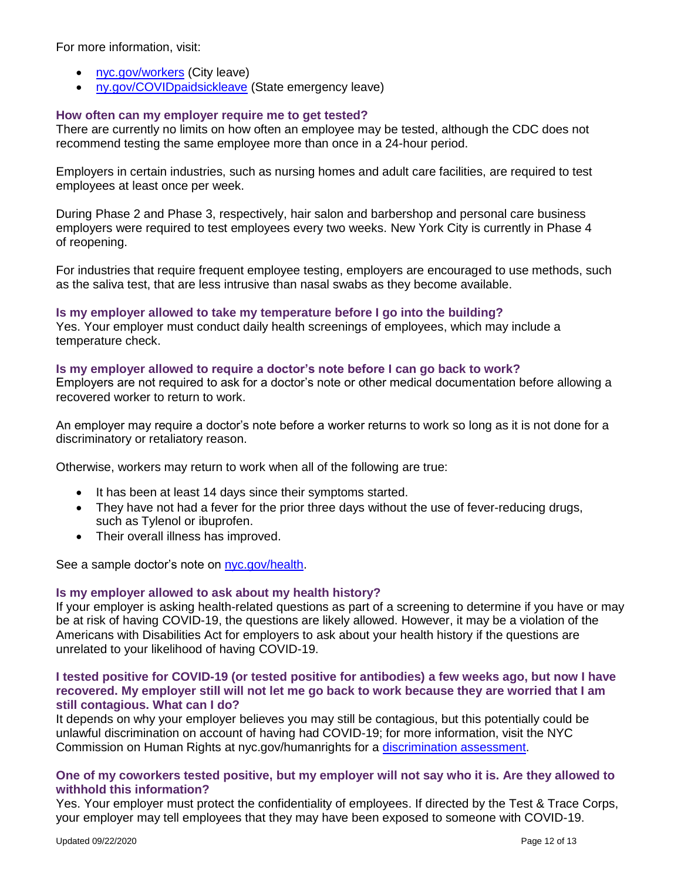For more information, visit:

- [nyc.gov/workers](nyc.gov/workers) (City leave)
- [ny.gov/COVIDpaidsickleave](ny.gov/COVIDpaidsickleave) (State emergency leave)

### How often can my employer require me to get tested?

There are currently no limits on how often an employee may be tested, although the CDC does not recommend testing the same employee more than once in a 24-hour period.

Employers in certain industries, such as nursing homes and adult care facilities, are required to test employees at least once per week.

During Phase 2 and Phase 3, respectively, hair salon and barbershop and personal care business employers were required to test employees every two weeks. New York City is currently in Phase 4 of reopening.

For industries that require frequent employee testing, employers are encouraged to use methods, such as the saliva test, that are less intrusive than nasal swabs as they become available.

### Is my employer allowed to take my temperature before I go into the building?

Yes. Your employer must conduct daily health screenings of employees, which may include a temperature check.

### Is my employer allowed to require a doctor's note before I can go back to work?

Employers are not required to ask for a doctor's note or other medical documentation before allowing a recovered worker to return to work.

An employer may require a doctor's note before a worker returns to work so long as it is not done for a discriminatory or retaliatory reason.

Otherwise, workers may return to work when all of the following are true:

- It has been at least 14 days since their symptoms started.
- They have not had a fever for the prior three days without the use of fever-reducing drugs, such as Tylenol or ibuprofen.
- Their overall illness has improved.

See a sample doctor's note on [nyc.gov/health](nyc.gov/health).

### Is my employer allowed to ask about my health history?

If your employer is asking health-related questions as part of a screening to determine if you have or may be at risk of having COVID-19, the questions are likely allowed. However, it may be a violation of the Americans with Disabilities Act for employers to ask about your health history if the questions are unrelated to your likelihood of having COVID-19.

### I tested positive for COVID-19 (or tested positive for antibodies) a few weeks ago, but now I have recovered. My employer still will not let me go back to work because they are worried that I am still contagious. What can I do?

It depends on why your employer believes you may still be contagious, but this potentially could be unlawful discrimination on account of having had COVID-19; for more information, visit the NYC Commission on Human Rights at nyc.gov/humanrights for a discrimination assessment.

### One of my coworkers tested positive, but my employer will not say who it is. Are they allowed to withhold this information?

Yes. Your employer must protect the confidentiality of employees. If directed by the Test & Trace Corps, your employer may tell employees that they may have been exposed to someone with COVID-19.

Updated 09/22/2020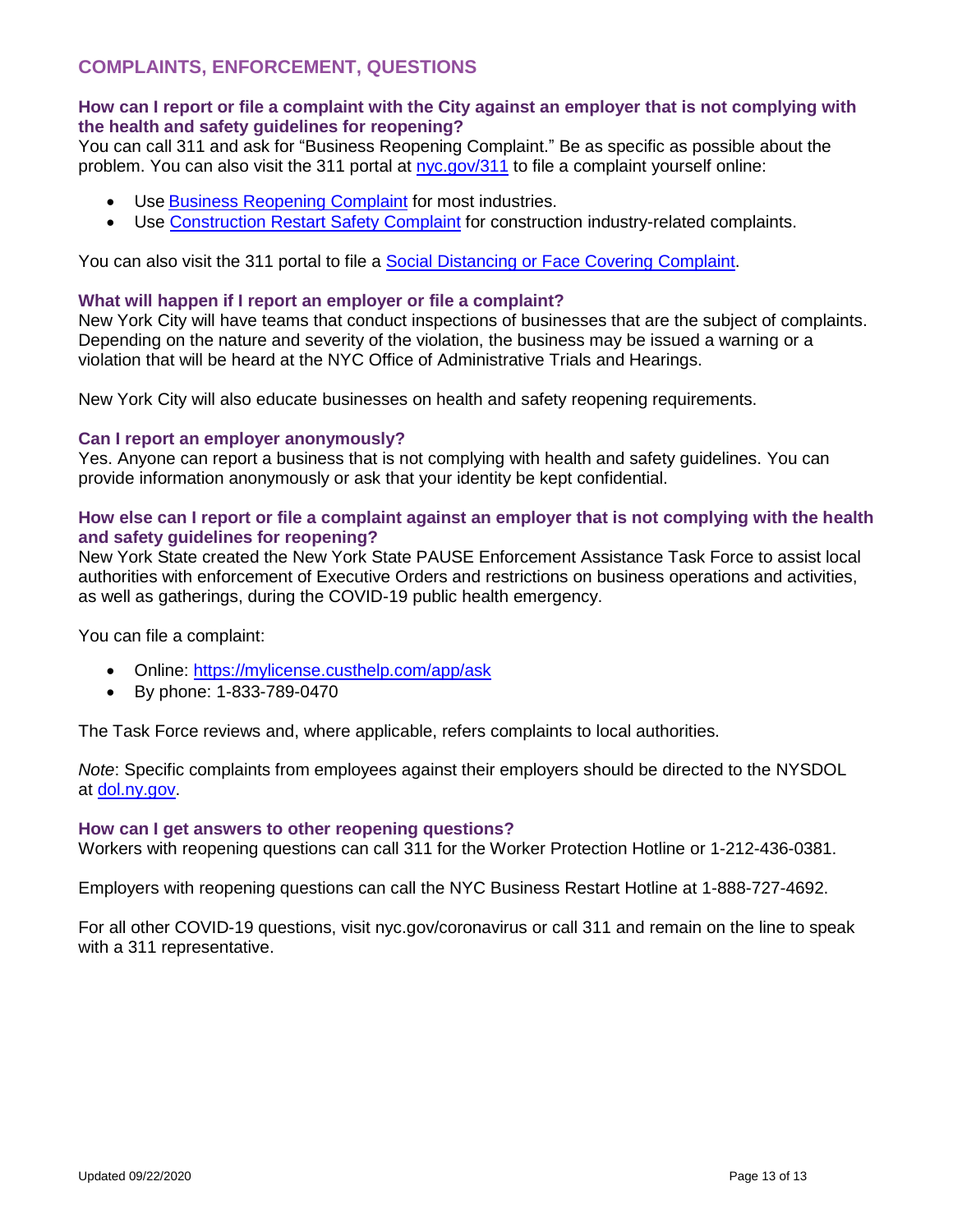## COMPLAINTS, ENFORCEMENT, QUESTIONS

### How can I report or file a complaint with the City against an employer that is not complying with the health and safety guidelines for reopening?

You can call 311 and ask for "Business Reopening Complaint." Be as specific as possible about the problem. You can also visit the 311 portal at nyc.gov/311 to file a complaint yourself online:

- Use Business Reopening Complaint for most industries.
- Use Construction Restart Safety Complaint for construction industry-related complaints.

You can also visit the 311 portal to file a Social Distancing or Face Covering Complaint.

### What will happen if I report an employer or file a complaint?

New York City will have teams that conduct inspections of businesses that are the subject of complaints. Depending on the nature and severity of the violation, the business may be issued a warning or a violation that will be heard at the NYC Office of Administrative Trials and Hearings.

New York City will also educate businesses on health and safety reopening requirements.

### Can I report an employer anonymously?

Yes. Anyone can report a business that is not complying with health and safety guidelines. You can provide information anonymously or ask that your identity be kept confidential.

### How else can I report or file a complaint against an employer that is not complying with the health and safety guidelines for reopening?

New York State created the New York State PAUSE Enforcement Assistance Task Force to assist local authorities with enforcement of Executive Orders and restrictions on business operations and activities, as well as gatherings, during the COVID-19 public health emergency.

You can file a complaint:

- Online: https://mylicense.custhelp.com/app/ask
- By phone: 1-833-789-0470

The Task Force reviews and, where applicable, refers complaints to local authorities.

*Note*: Specific complaints from employees against their employers should be directed to the NYSDOL at dol.ny.gov.

### How can I get answers to other reopening questions?

Workers with reopening questions can call 311 for the Worker Protection Hotline or 1-212-436-0381.

Employers with reopening questions can call the NYC Business Restart Hotline at 1-888-727-4692.

For all other COVID-19 questions, visit nyc.gov/coronavirus or call 311 and remain on the line to speak with a 311 representative.